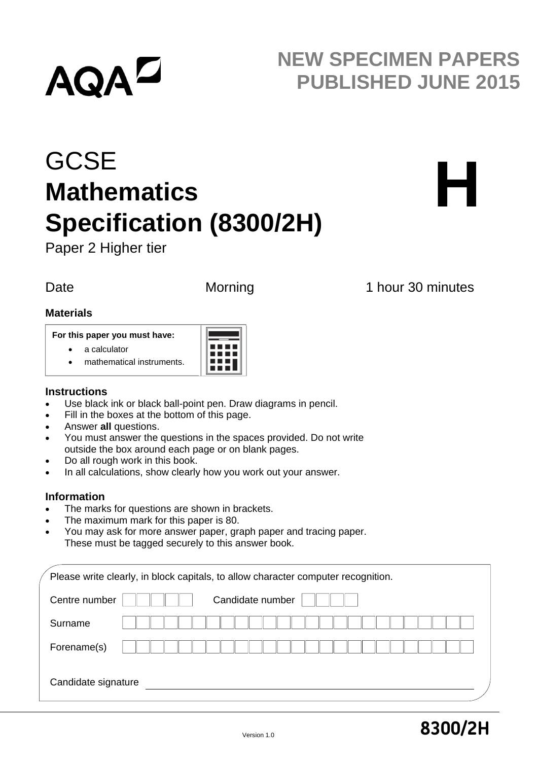AQA

NEW SPECIMEN PAPERS PUBLISHED JUNE 2015

# GCSE
# Mathematics
# Specification (8300/2H)

Paper 2 Higher tier

**H**

Date | Morning | 1 hour 30 minutes

### Materials

**For this paper you must have:**

- a calculator
- mathematical instruments.

### Instructions

- Use black ink or black ball-point pen. Draw diagrams in pencil.
- Fill in the boxes at the bottom of this page.
- Answer **all** questions.
- You must answer the questions in the spaces provided. Do not write outside the box around each page or on blank pages.
- Do all rough work in this book.
- In all calculations, show clearly how you work out your answer.

### Information

- The marks for questions are shown in brackets.
- The maximum mark for this paper is 80.
- You may ask for more answer paper, graph paper and tracing paper. These must be tagged securely to this answer book.

Please write clearly, in block capitals, to allow character computer recognition.

Centre number | | Candidate number | |

Surname

Forename(s)

Candidate signature

Version 1.0

**8300/2H**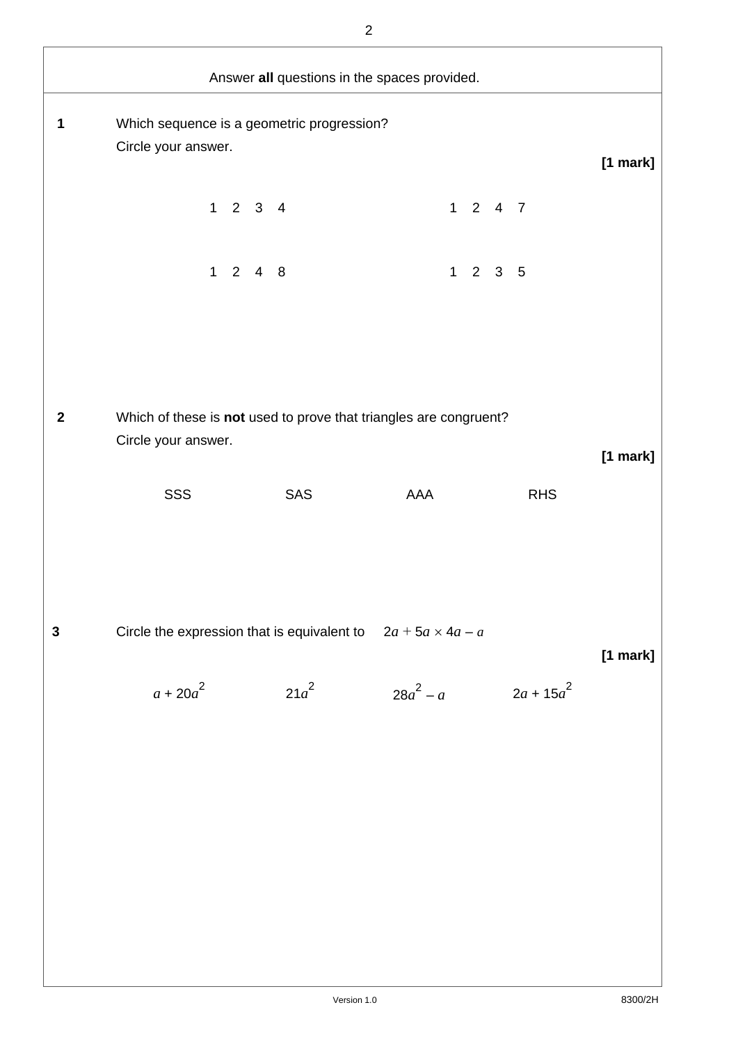Answer **all** questions in the spaces provided.

**1** Which sequence is a geometric progression?
Circle your answer.

**[1 mark]**

1 2 3 4 1 2 4 7

1 2 4 8 1 2 3 5

**2** Which of these is **not** used to prove that triangles are congruent?
Circle your answer.

**[1 mark]**

SSS SAS AAA RHS

**3** Circle the expression that is equivalent to $2a + 5a \times 4a - a$

**[1 mark]**

$a + 20a^2$ $21a^2$ $28a^2 - a$ $2a + 15a^2$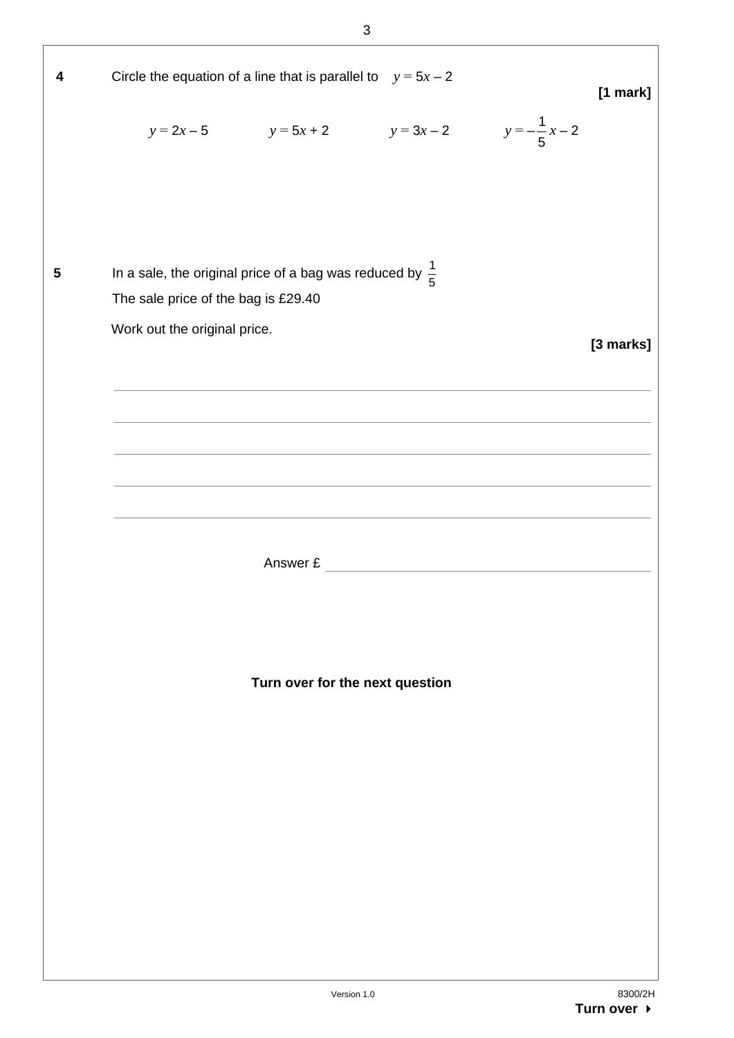**4** Circle the equation of a line that is parallel to $y = 5x - 2$

**[1 mark]**

$y = 2x - 5$ $\qquad$ $y = 5x + 2$ $\qquad$ $y = 3x - 2$ $\qquad$ $y = -\frac{1}{5}x - 2$

**5** In a sale, the original price of a bag was reduced by $\frac{1}{5}$

The sale price of the bag is £29.40

Work out the original price.

**[3 marks]**

Answer £ ______________________

**Turn over for the next question**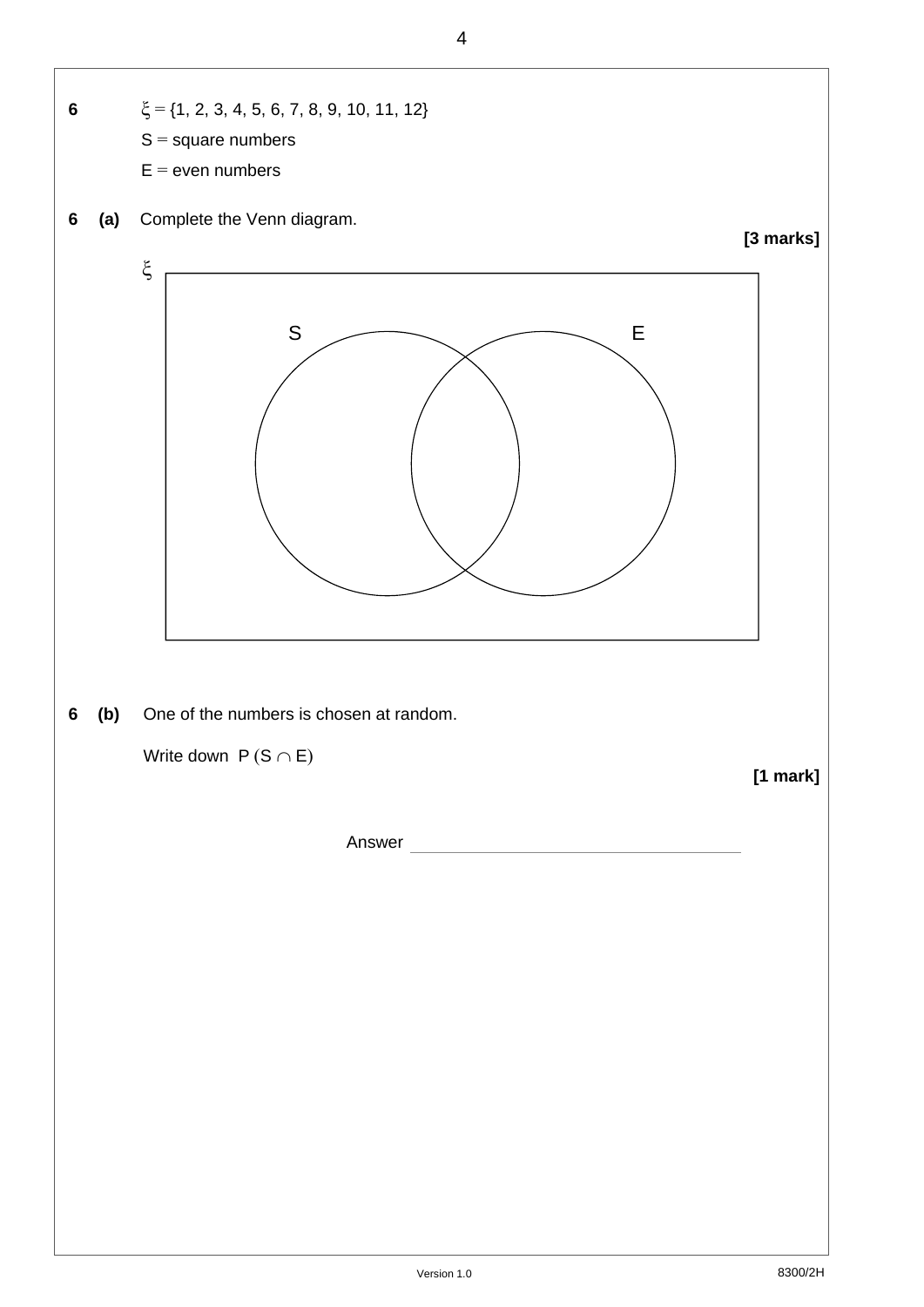**6** $\xi = \{1, 2, 3, 4, 5, 6, 7, 8, 9, 10, 11, 12\}$

S = square numbers

E = even numbers

**6 (a)** Complete the Venn diagram.

**[3 marks]**

$\xi$

S E

**6 (b)** One of the numbers is chosen at random.

Write down $P(S \cap E)$

**[1 mark]**

Answer ______________________________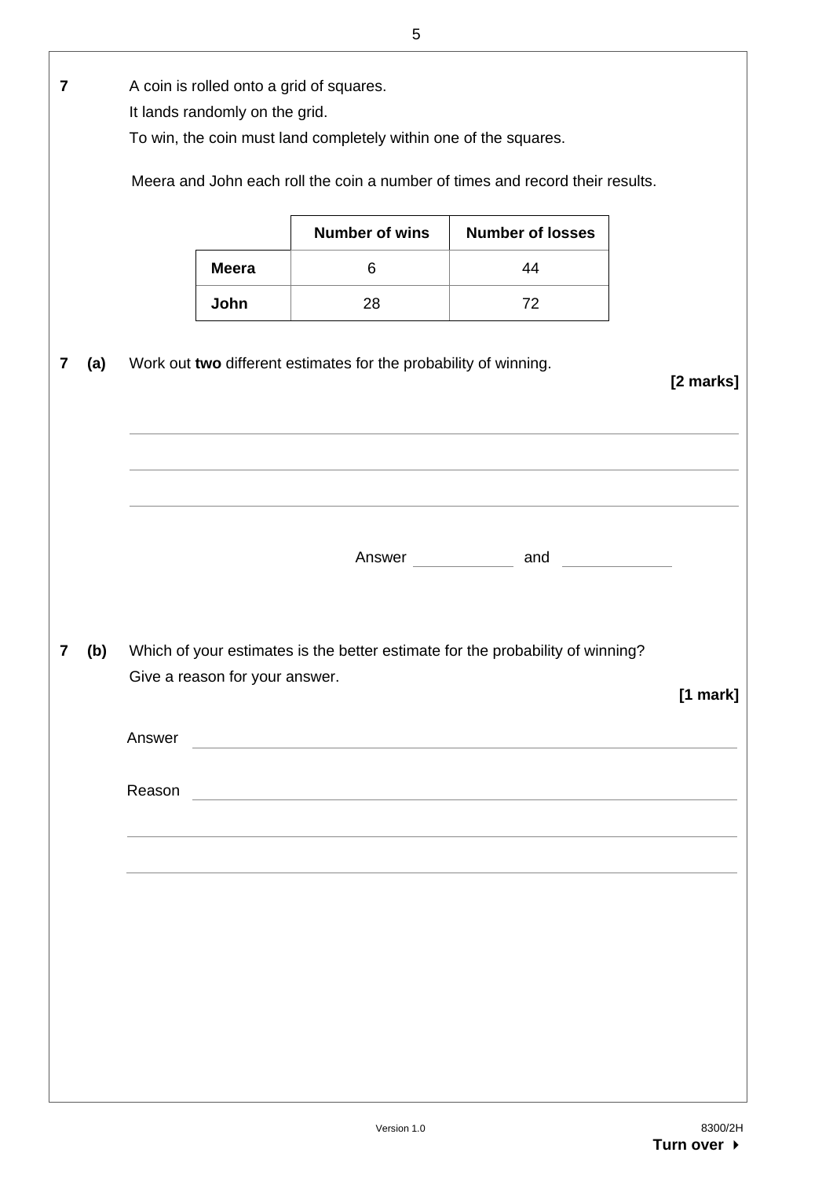**7** A coin is rolled onto a grid of squares.
It lands randomly on the grid.
To win, the coin must land completely within one of the squares.

Meera and John each roll the coin a number of times and record their results.

| | Number of wins | Number of losses |
|---|---|---|
| **Meera** | 6 | 44 |
| **John** | 28 | 72 |

**7 (a)** Work out **two** different estimates for the probability of winning.

**[2 marks]**

Answer ____________ and ____________

**7 (b)** Which of your estimates is the better estimate for the probability of winning?
Give a reason for your answer.

**[1 mark]**

Answer ____________________________________________

Reason ____________________________________________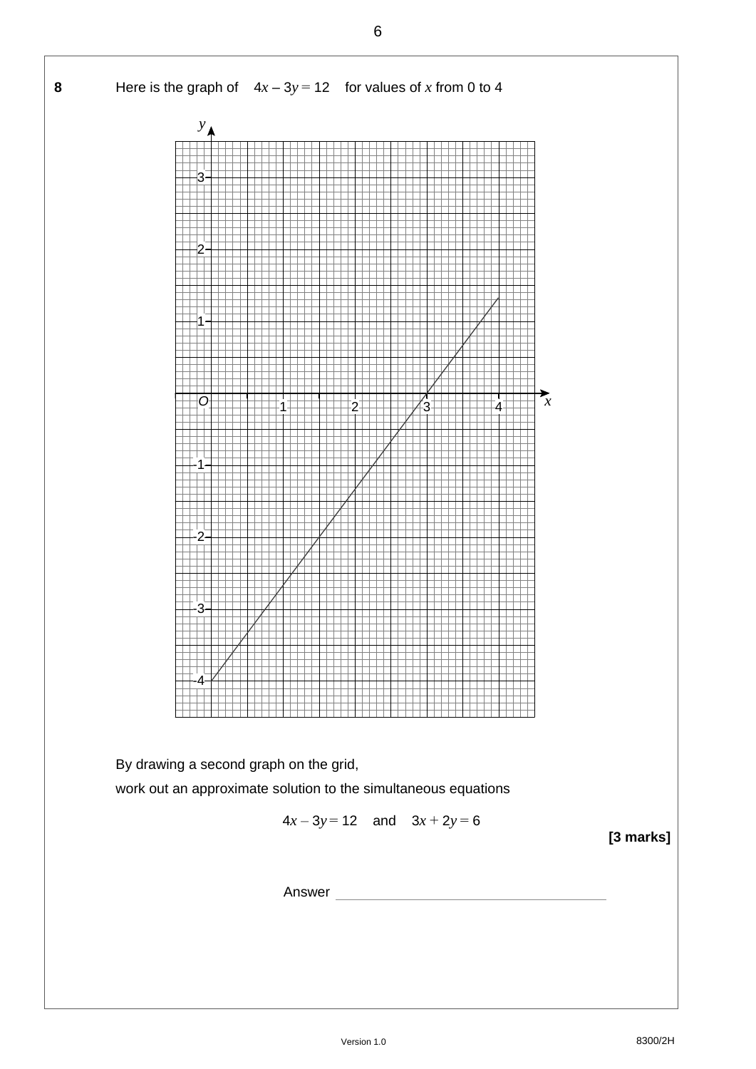**8** Here is the graph of $4x - 3y = 12$ for values of $x$ from 0 to 4

By drawing a second graph on the grid,
work out an approximate solution to the simultaneous equations

$$4x - 3y = 12 \quad \text{and} \quad 3x + 2y = 6$$

**[3 marks]**

Answer ________________________________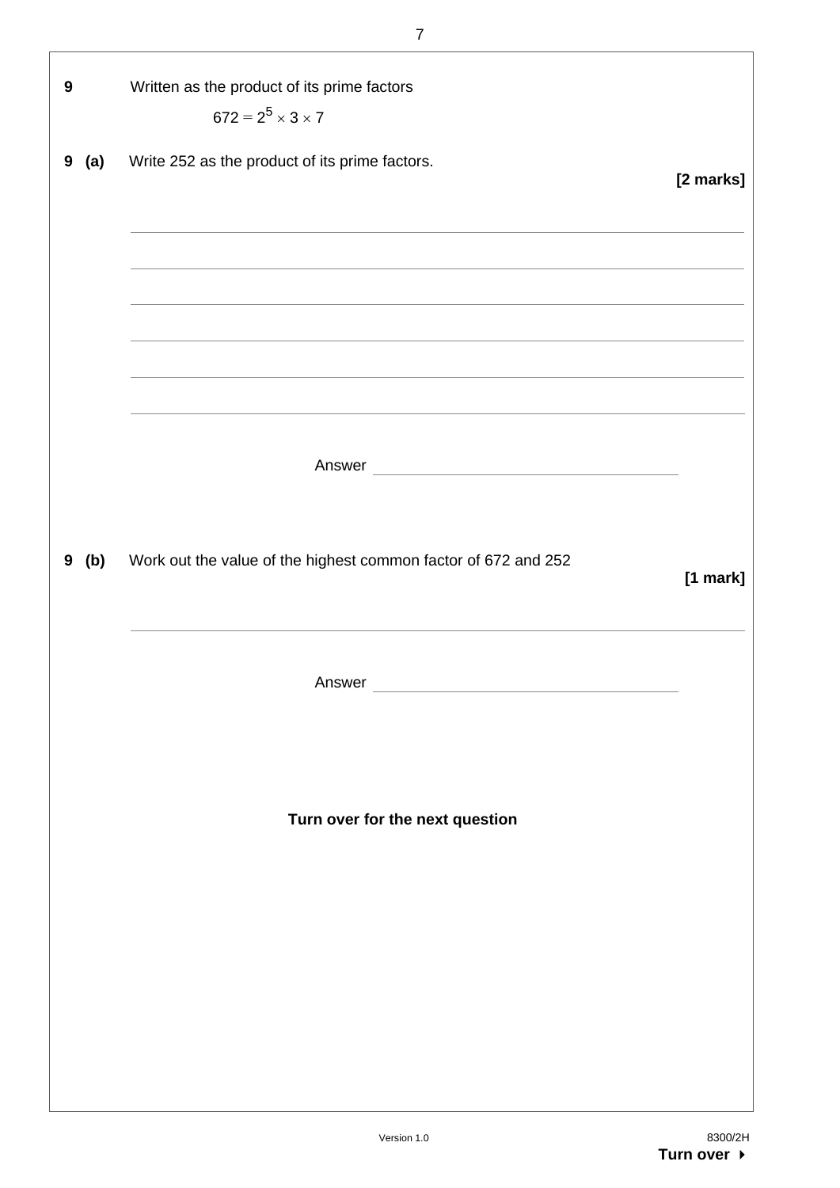**9** Written as the product of its prime factors

$$672 = 2^5 \times 3 \times 7$$

**9 (a)** Write 252 as the product of its prime factors.

**[2 marks]**

Answer ______________________

**9 (b)** Work out the value of the highest common factor of 672 and 252

**[1 mark]**

Answer ______________________

**Turn over for the next question**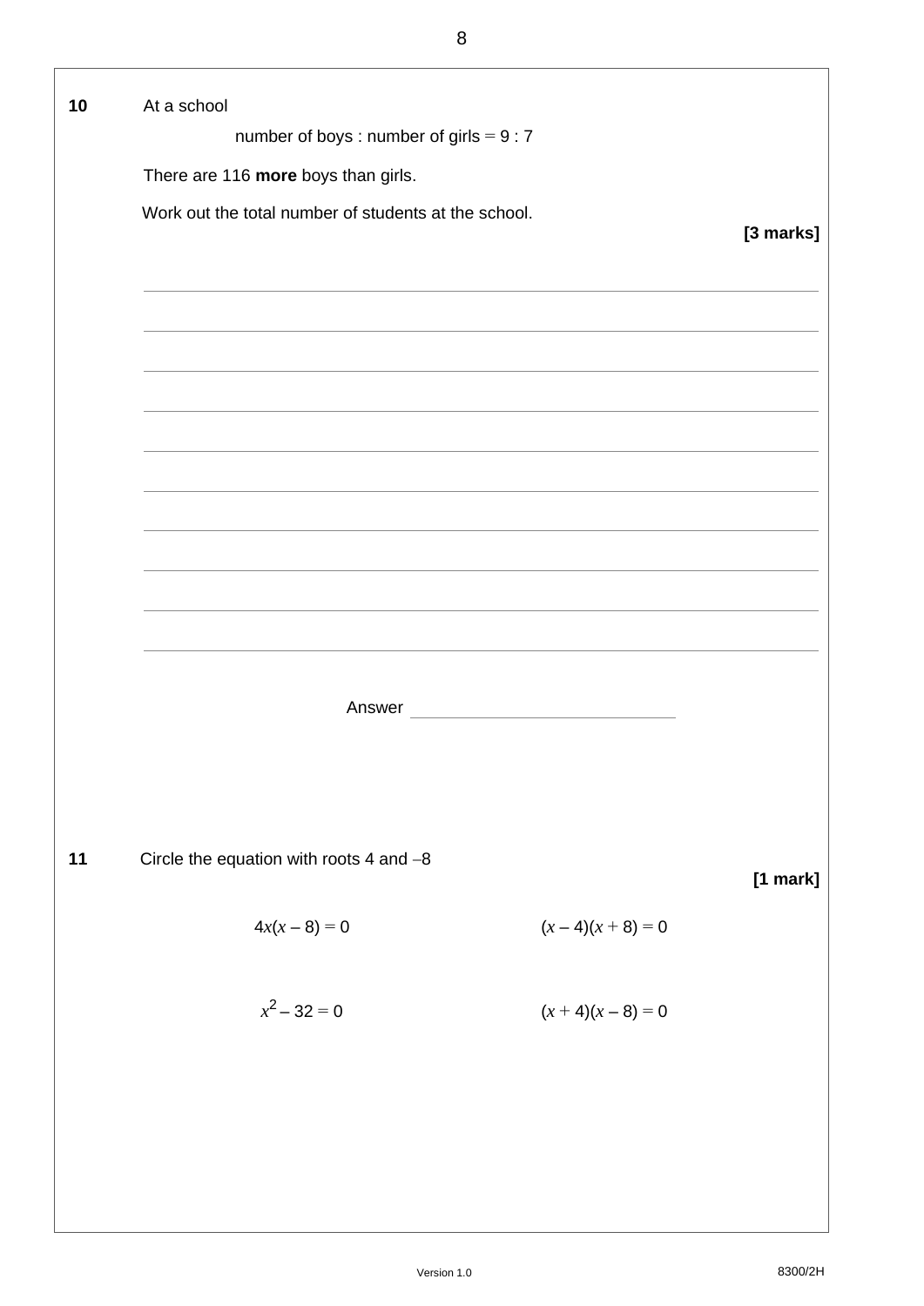**10** At a school

number of boys : number of girls = 9 : 7

There are 116 **more** boys than girls.

Work out the total number of students at the school.

**[3 marks]**

Answer ______________________

**11** Circle the equation with roots 4 and –8

**[1 mark]**

$4x(x - 8) = 0$ $\quad\quad$ $(x - 4)(x + 8) = 0$

$x^2 - 32 = 0$ $\quad\quad$ $(x + 4)(x - 8) = 0$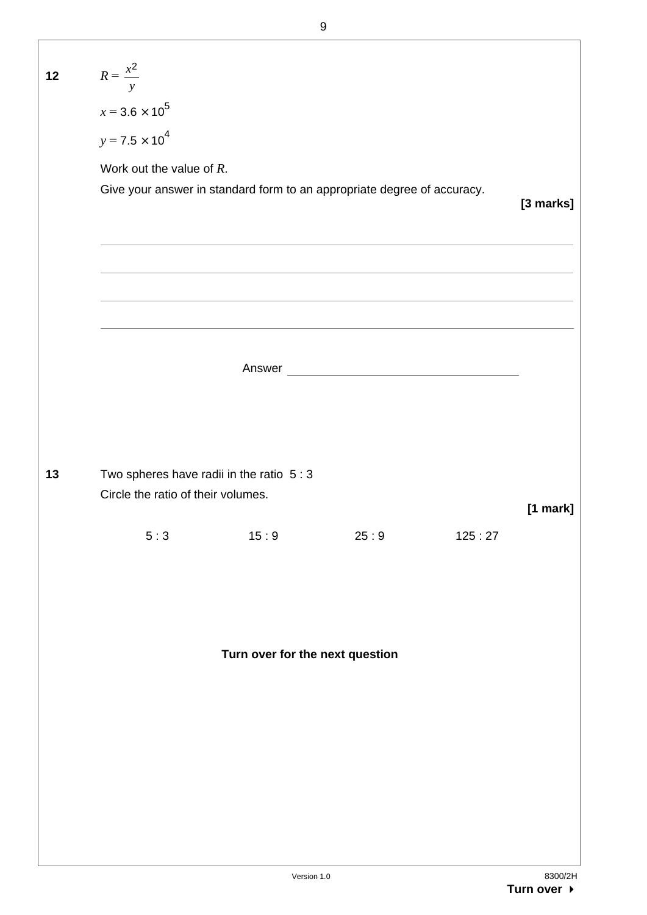**12** $R = \dfrac{x^2}{y}$

$x = 3.6 \times 10^5$

$y = 7.5 \times 10^4$

Work out the value of $R$.

Give your answer in standard form to an appropriate degree of accuracy.

**[3 marks]**

Answer ______________________

**13** Two spheres have radii in the ratio 5 : 3

Circle the ratio of their volumes.

**[1 mark]**

5 : 3 15 : 9 25 : 9 125 : 27

**Turn over for the next question**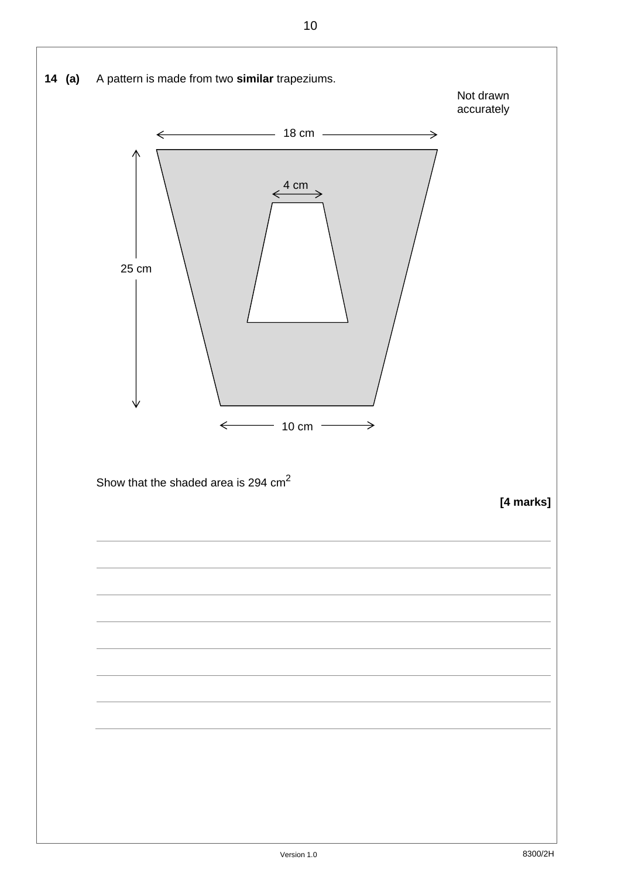**14 (a)** A pattern is made from two **similar** trapeziums.

Not drawn accurately

18 cm

4 cm

25 cm

10 cm

Show that the shaded area is 294 $cm^2$

**[4 marks]**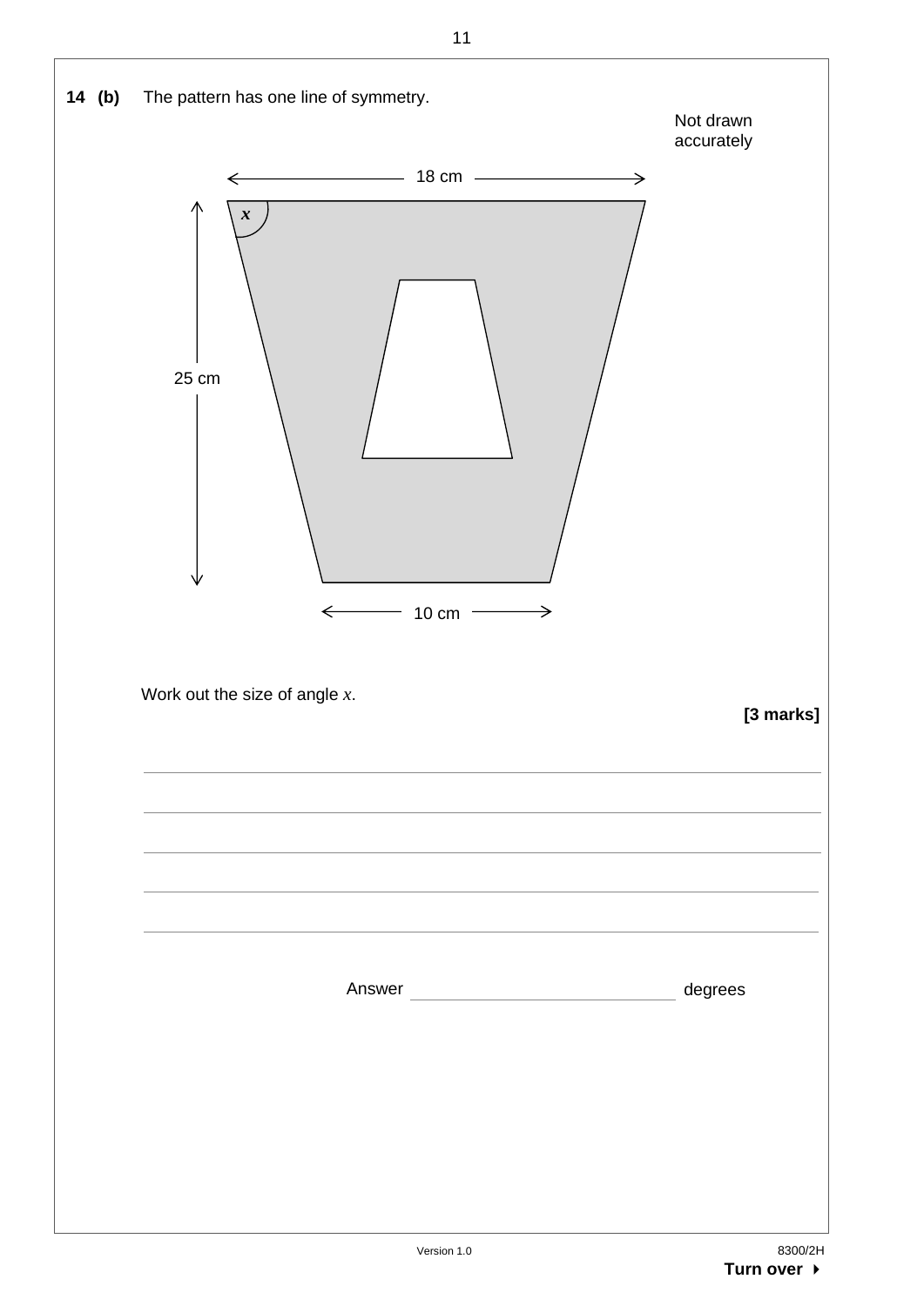**14 (b)** The pattern has one line of symmetry.

Not drawn accurately

18 cm

25 cm

$x$

10 cm

Work out the size of angle $x$.

**[3 marks]**

Answer ______________________ degrees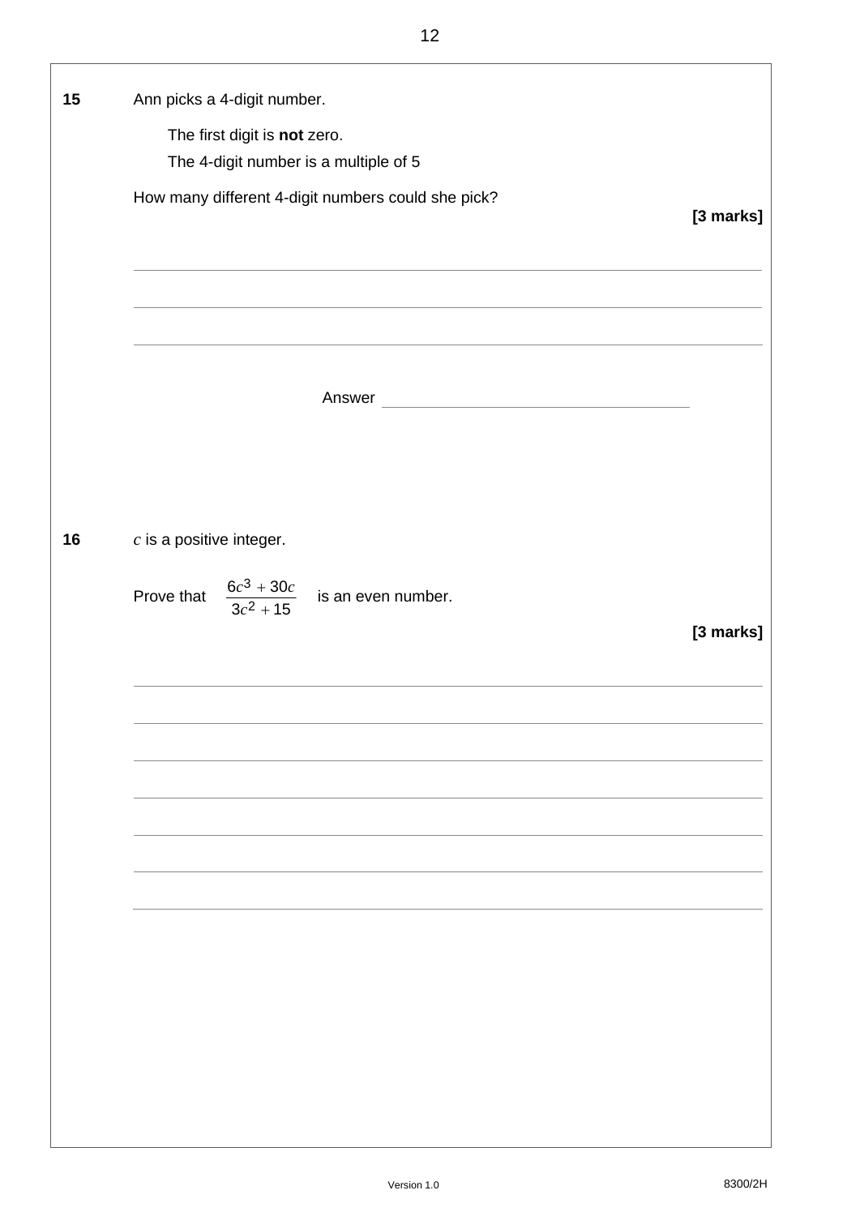**15** Ann picks a 4-digit number.

The first digit is **not** zero.

The 4-digit number is a multiple of 5

How many different 4-digit numbers could she pick?

**[3 marks]**

Answer ______________________

**16** $c$ is a positive integer.

Prove that $\dfrac{6c^3 + 30c}{3c^2 + 15}$ is an even number.

**[3 marks]**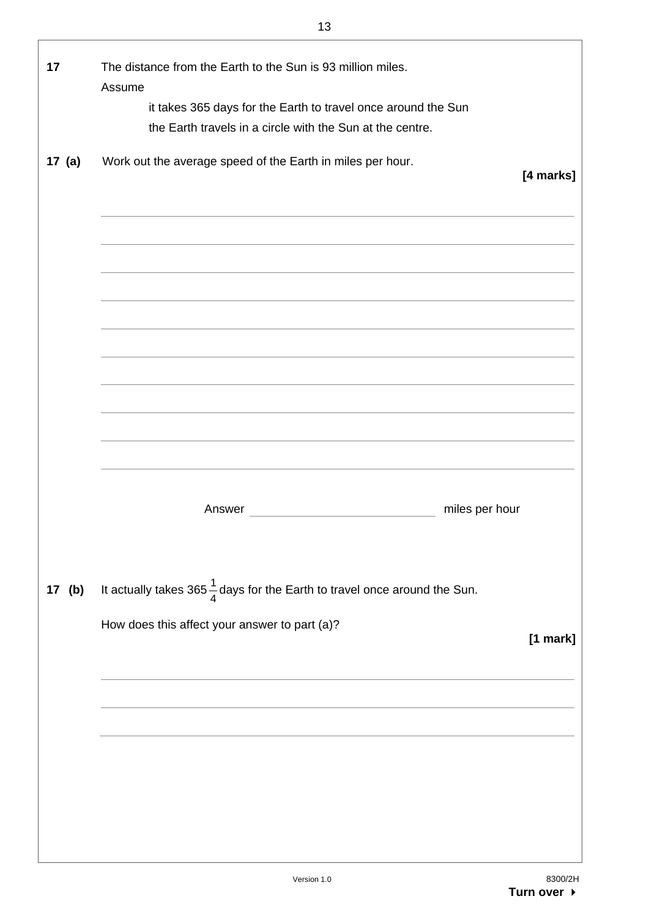**17** The distance from the Earth to the Sun is 93 million miles.

Assume

- it takes 365 days for the Earth to travel once around the Sun
- the Earth travels in a circle with the Sun at the centre.

**17 (a)** Work out the average speed of the Earth in miles per hour.

**[4 marks]**

Answer ____________________ miles per hour

**17 (b)** It actually takes $365\frac{1}{4}$ days for the Earth to travel once around the Sun.

How does this affect your answer to part (a)?

**[1 mark]**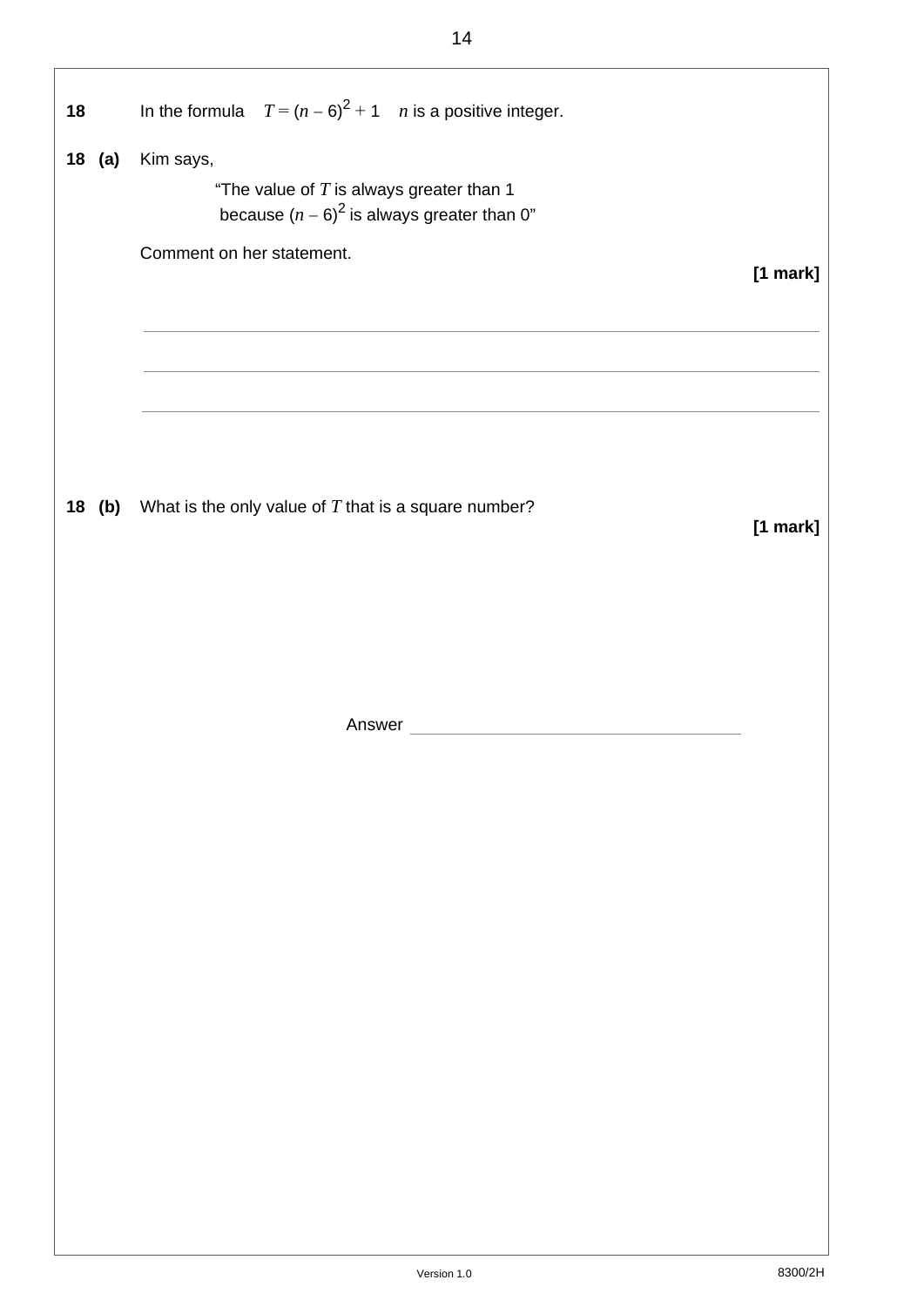**18** In the formula $T = (n - 6)^2 + 1$ $n$ is a positive integer.

**18 (a)** Kim says,

"The value of $T$ is always greater than 1 because $(n - 6)^2$ is always greater than 0"

Comment on her statement.

**[1 mark]**

______________________________________________________________________

______________________________________________________________________

______________________________________________________________________

**18 (b)** What is the only value of $T$ that is a square number?

**[1 mark]**

Answer ______________________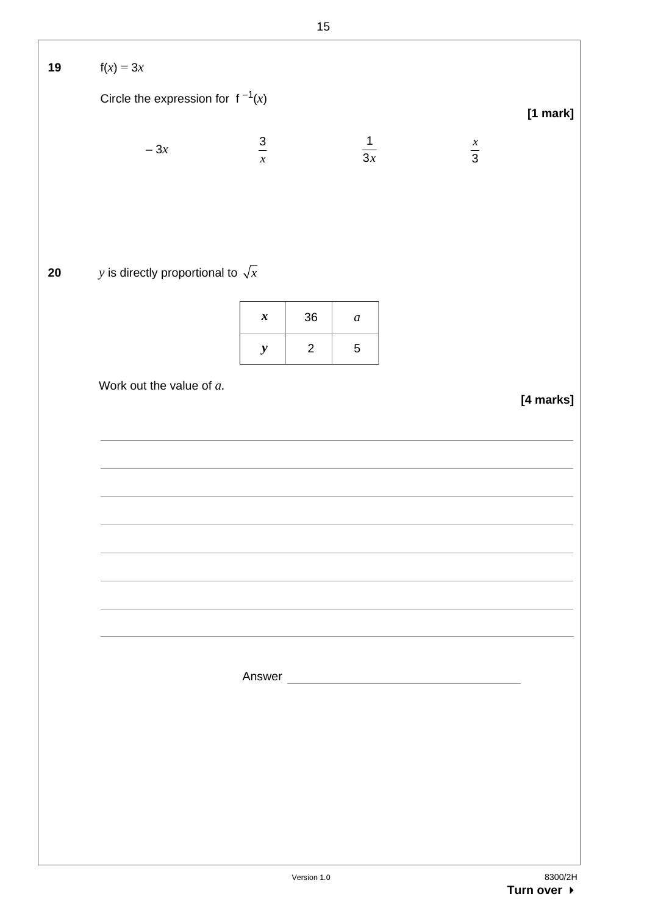**19** $f(x) = 3x$

Circle the expression for $f^{-1}(x)$

**[1 mark]**

$-3x$ $\qquad\qquad$ $\dfrac{3}{x}$ $\qquad\qquad$ $\dfrac{1}{3x}$ $\qquad\qquad$ $\dfrac{x}{3}$

**20** $y$ is directly proportional to $\sqrt{x}$

| $x$ | 36 | $a$ |
|---|---|---|
| $y$ | 2 | 5 |

Work out the value of $a$.

**[4 marks]**

Answer ____________________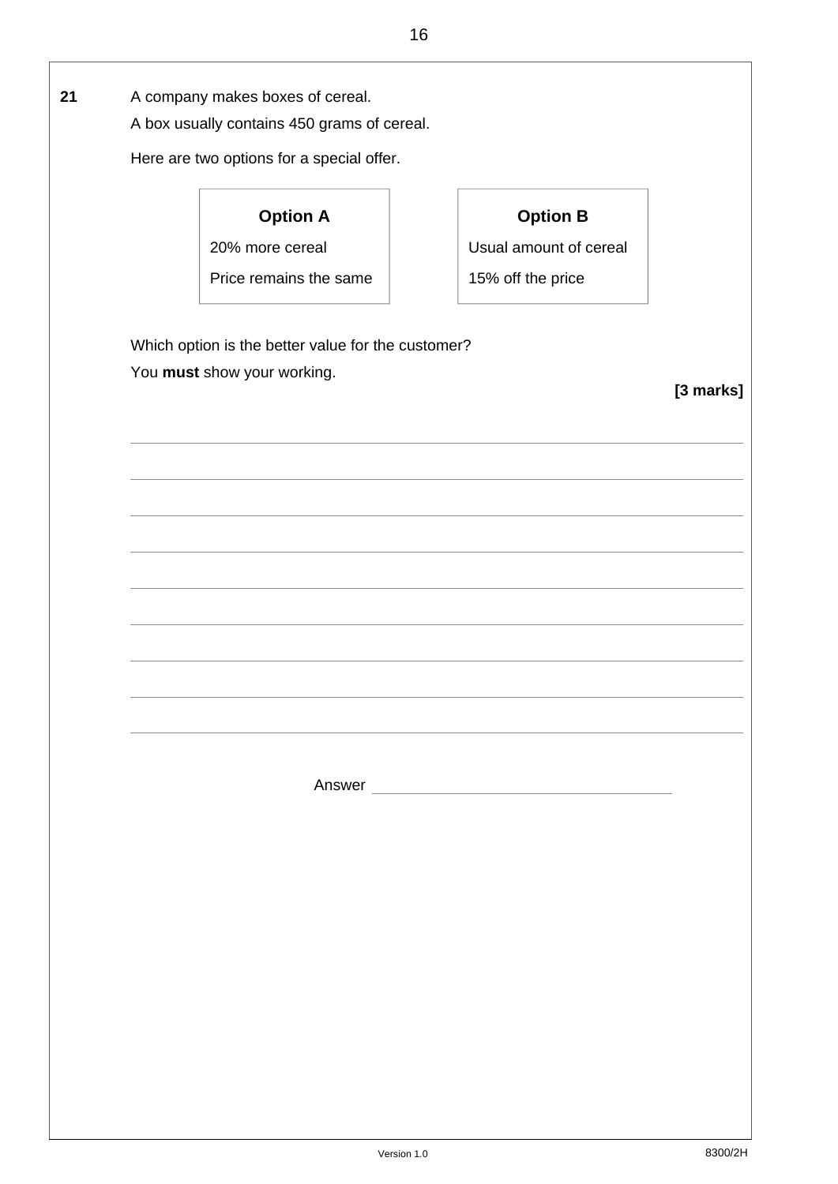**21** A company makes boxes of cereal.

A box usually contains 450 grams of cereal.

Here are two options for a special offer.

| **Option A** | **Option B** |
| --- | --- |
| 20% more cereal | Usual amount of cereal |
| Price remains the same | 15% off the price |

Which option is the better value for the customer?

You **must** show your working.

**[3 marks]**

Answer ______________________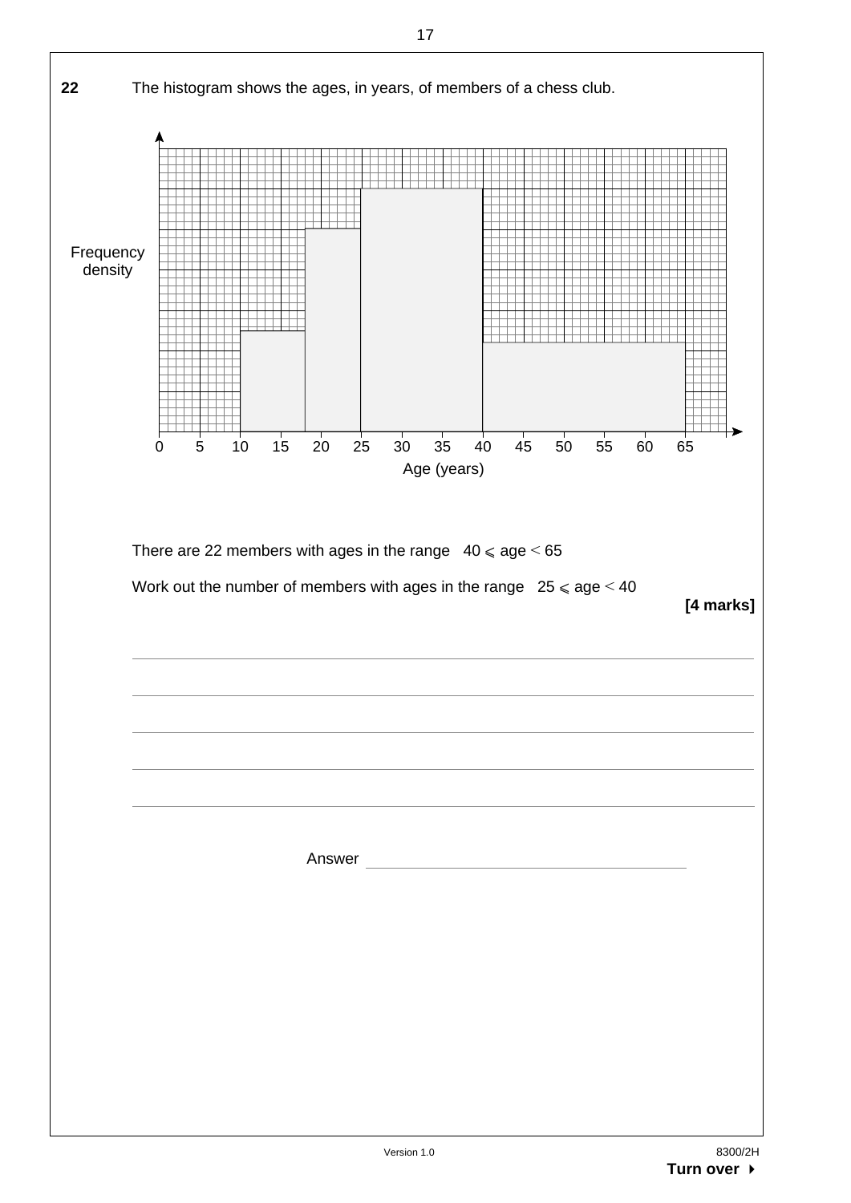**22** The histogram shows the ages, in years, of members of a chess club.

There are 22 members with ages in the range $40 \leqslant \text{age} < 65$

Work out the number of members with ages in the range $25 \leqslant \text{age} < 40$

**[4 marks]**

Answer ____________________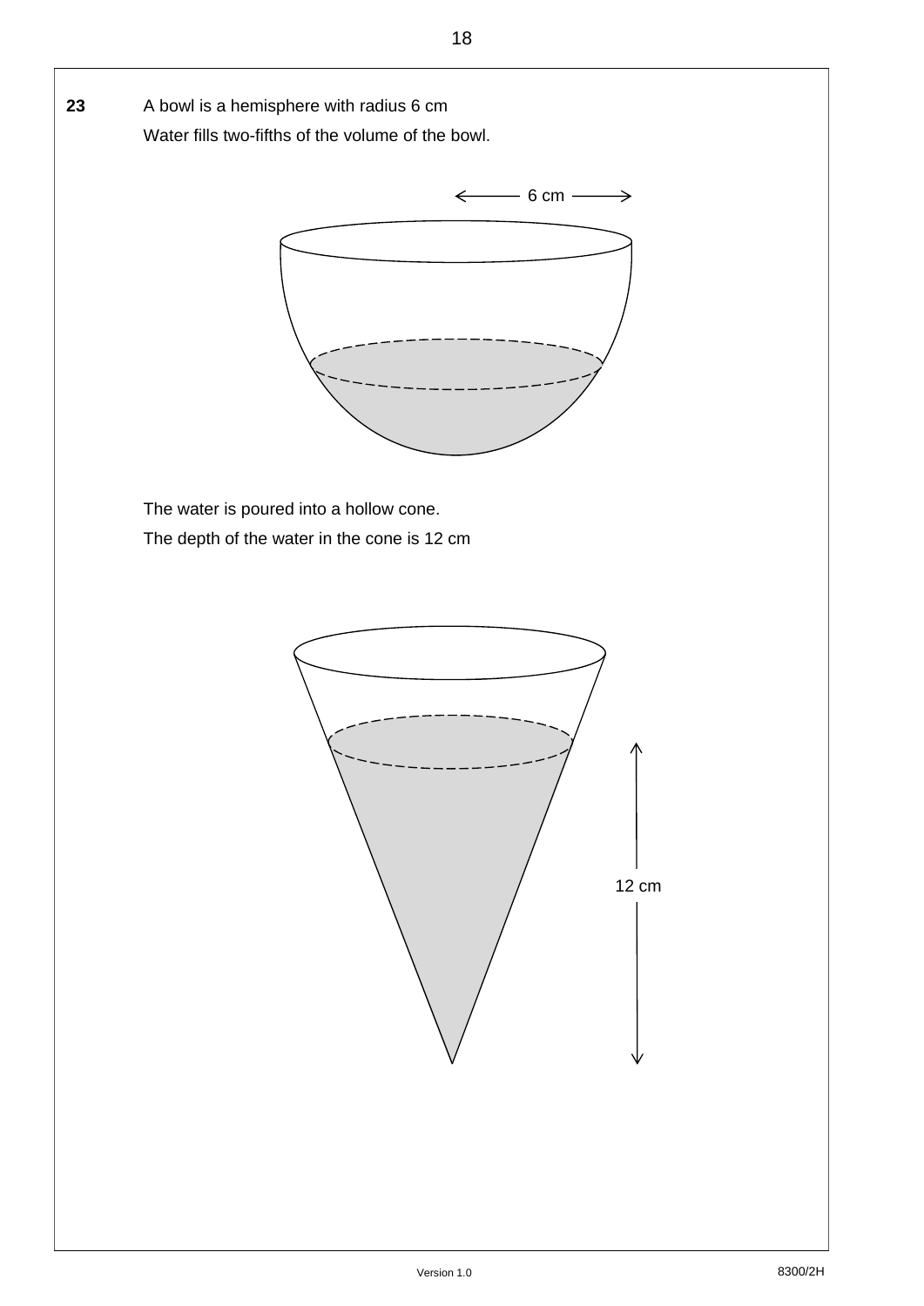**23** A bowl is a hemisphere with radius 6 cm

Water fills two-fifths of the volume of the bowl.

6 cm

The water is poured into a hollow cone.

The depth of the water in the cone is 12 cm

12 cm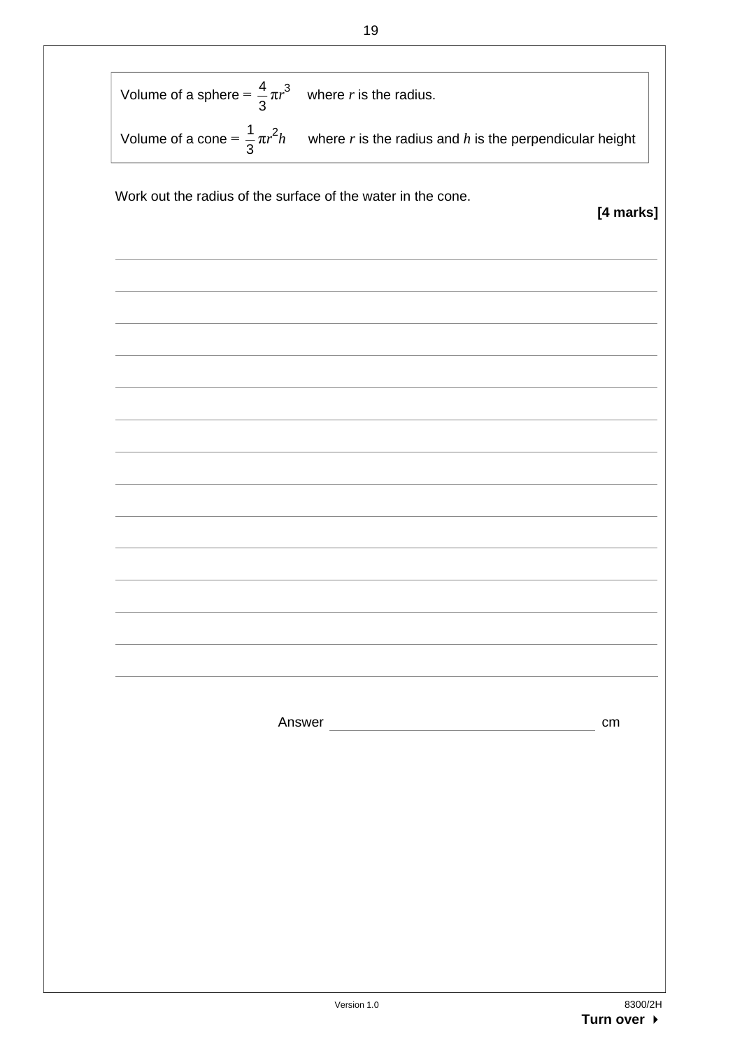| |
|---|
| Volume of a sphere $= \frac{4}{3}\pi r^3$ where $r$ is the radius. |
| Volume of a cone $= \frac{1}{3}\pi r^2 h$ where $r$ is the radius and $h$ is the perpendicular height |

Work out the radius of the surface of the water in the cone.

**[4 marks]**

Answer ______________________ cm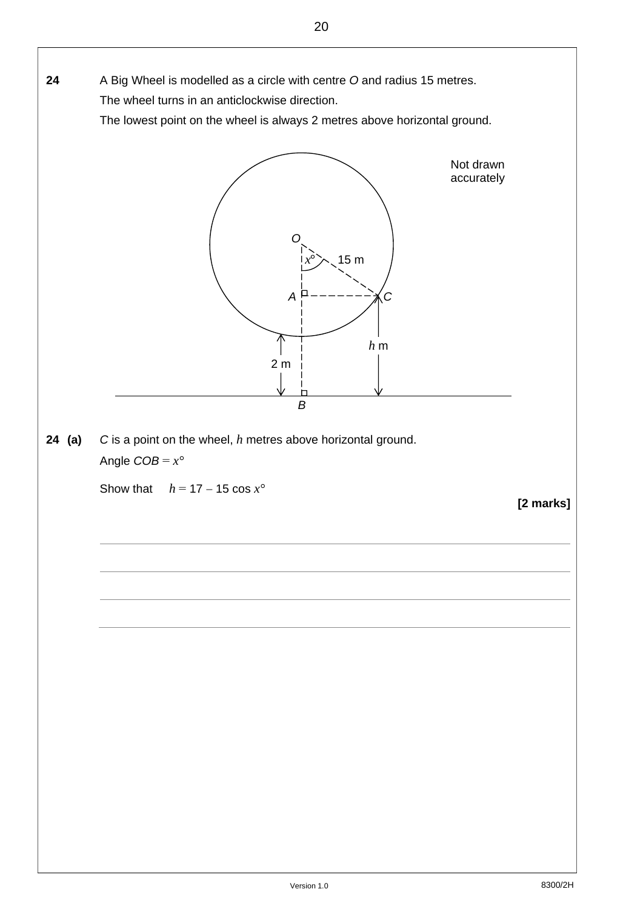**24** A Big Wheel is modelled as a circle with centre *O* and radius 15 metres.

The wheel turns in an anticlockwise direction.

The lowest point on the wheel is always 2 metres above horizontal ground.

Not drawn accurately

**24 (a)** *C* is a point on the wheel, $h$ metres above horizontal ground.

Angle $COB = x°$

Show that $h = 17 - 15 \cos x°$

**[2 marks]**

_______________________________________________________________

_______________________________________________________________

_______________________________________________________________

_______________________________________________________________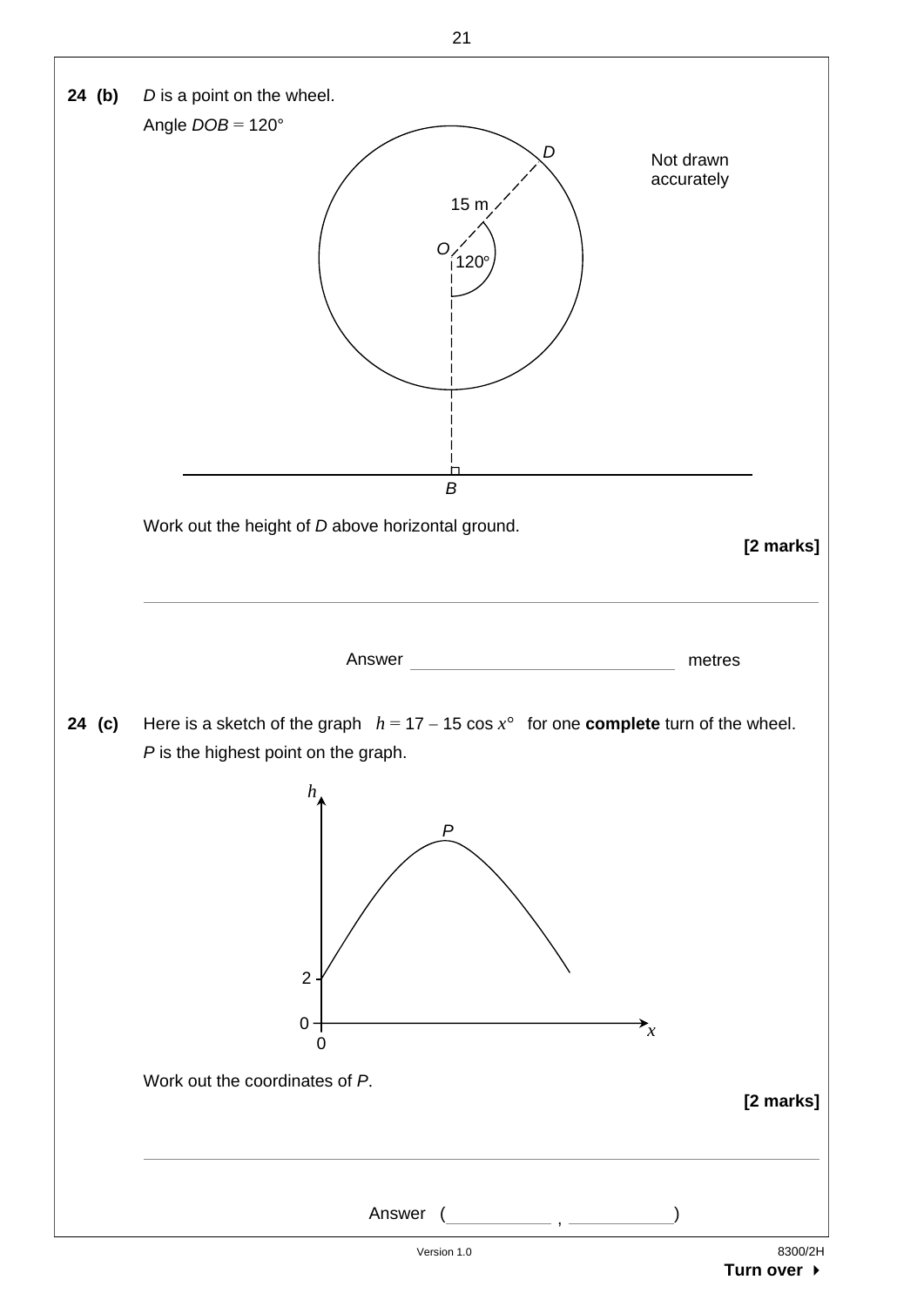**24 (b)** *D* is a point on the wheel.

Angle *DOB* = 120°

Not drawn accurately

Work out the height of *D* above horizontal ground.

**[2 marks]**

Answer ____________________ metres

**24 (c)** Here is a sketch of the graph $h = 17 - 15\cos x°$ for one **complete** turn of the wheel.

*P* is the highest point on the graph.

Work out the coordinates of *P*.

**[2 marks]**

Answer ( __________ , __________ )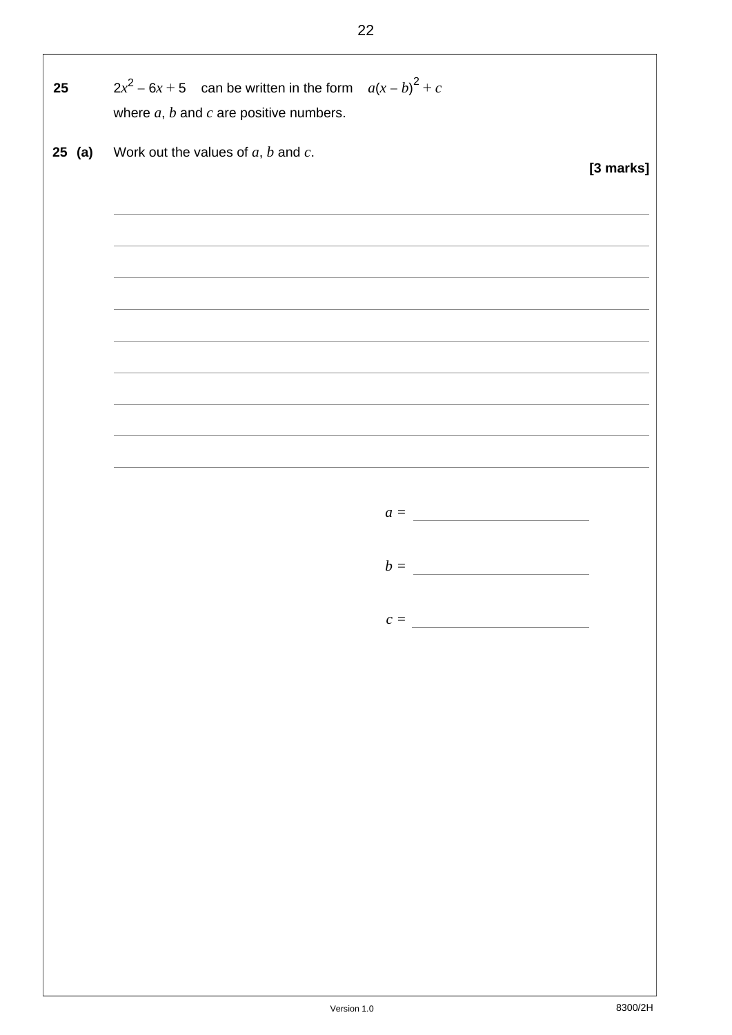**25** $2x^2 - 6x + 5$ can be written in the form $a(x - b)^2 + c$

where $a$, $b$ and $c$ are positive numbers.

**25 (a)** Work out the values of $a$, $b$ and $c$.

**[3 marks]**

$a =$ \_\_\_\_\_\_\_\_\_\_\_\_\_\_\_\_\_\_\_\_

$b =$ \_\_\_\_\_\_\_\_\_\_\_\_\_\_\_\_\_\_\_\_

$c =$ \_\_\_\_\_\_\_\_\_\_\_\_\_\_\_\_\_\_\_\_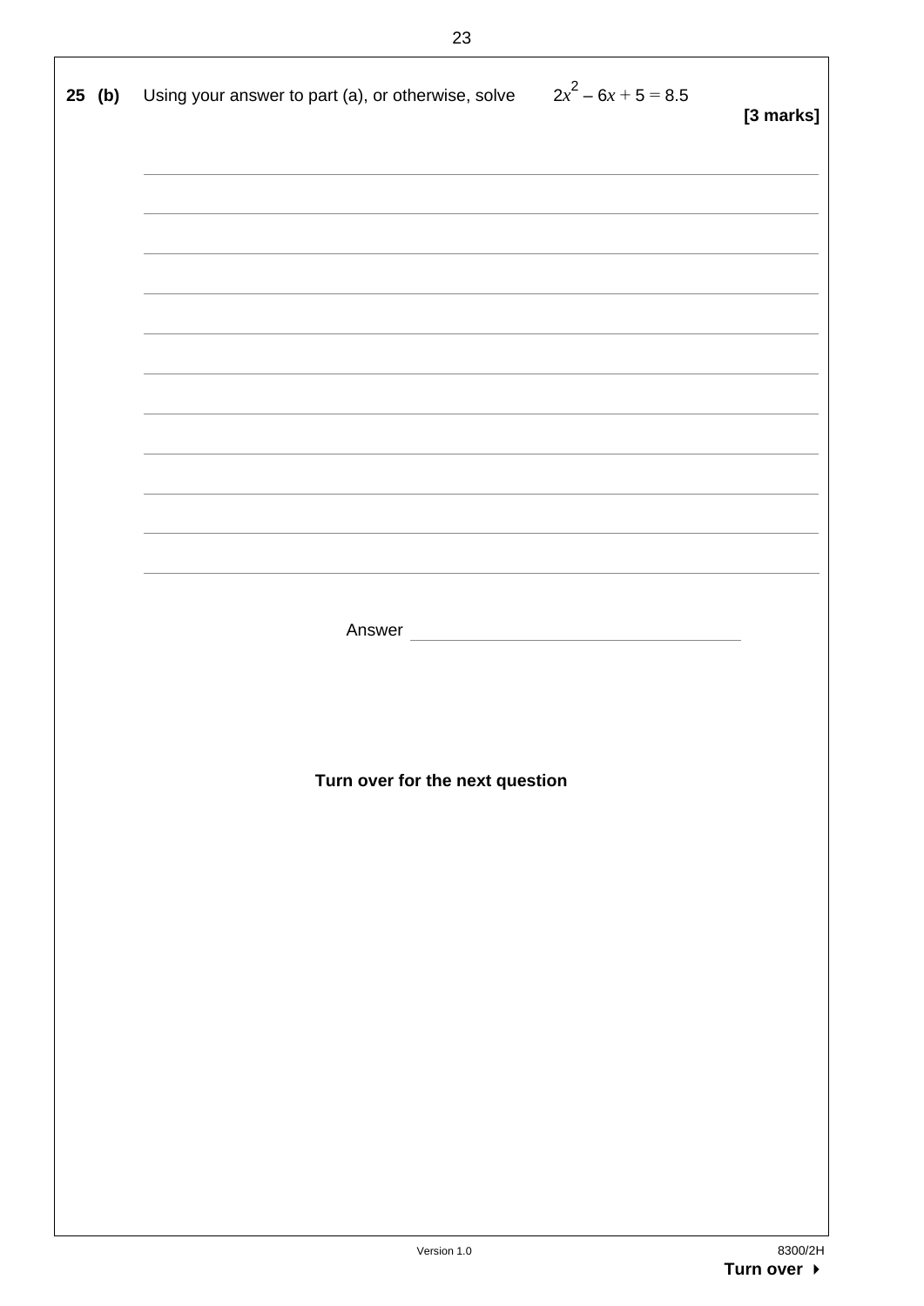**25 (b)** Using your answer to part (a), or otherwise, solve $2x^2 - 6x + 5 = 8.5$

**[3 marks]**

Answer ______________________

**Turn over for the next question**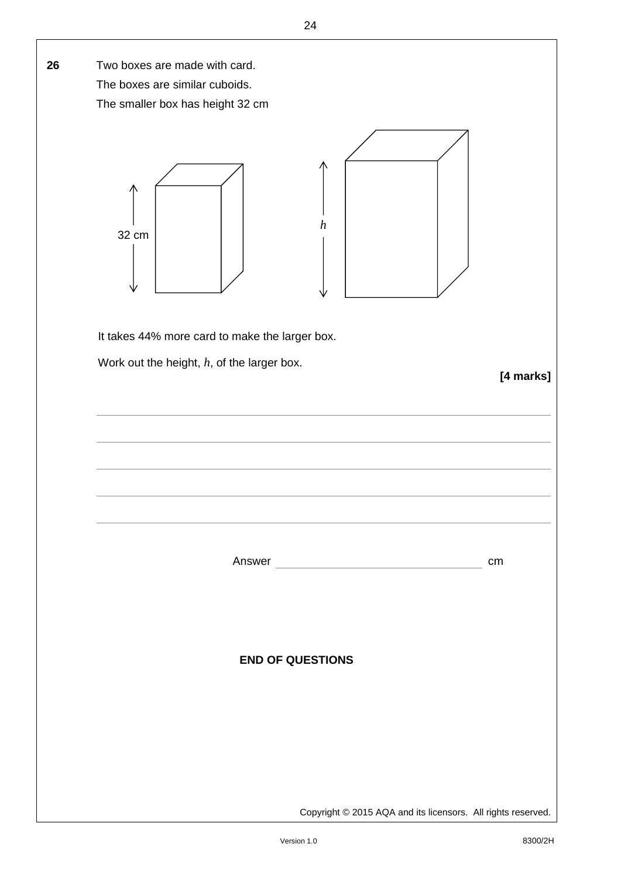**26** Two boxes are made with card.

The boxes are similar cuboids.

The smaller box has height 32 cm

32 cm

$h$

It takes 44% more card to make the larger box.

Work out the height, $h$, of the larger box.

**[4 marks]**

Answer _______________________ cm

**END OF QUESTIONS**

Copyright © 2015 AQA and its licensors. All rights reserved.